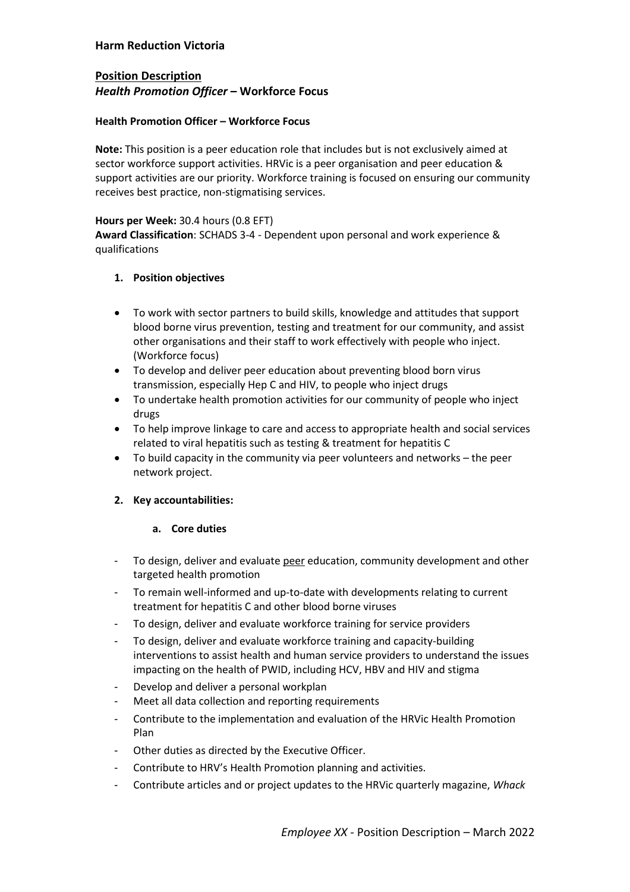**Harm Reduction Victoria**

## Position Description

### *Health Promotion Officer* – Workforce Focus

**Health Promotion Officer – Workforce Focus**

**Note:** This position is a peer education role that includes but is not exclusively aimed at sector workforce support activities. HRVic is a peer organisation and peer education & support activities are our priority. Workforce training is focused on ensuring our community receives best practice, non-stigmatising services.

**Hours per Week:** 30.4 hours (0.8 EFT)
**Award Classification**: SCHADS 3-4 - Dependent upon personal and work experience & qualifications

1. **Position objectives**

- To work with sector partners to build skills, knowledge and attitudes that support blood borne virus prevention, testing and treatment for our community, and assist other organisations and their staff to work effectively with people who inject. (Workforce focus)
- To develop and deliver peer education about preventing blood born virus transmission, especially Hep C and HIV, to people who inject drugs
- To undertake health promotion activities for our community of people who inject drugs
- To help improve linkage to care and access to appropriate health and social services related to viral hepatitis such as testing & treatment for hepatitis C
- To build capacity in the community via peer volunteers and networks – the peer network project.

2. **Key accountabilities:**

   a. **Core duties**

- To design, deliver and evaluate <u>peer</u> education, community development and other targeted health promotion
- To remain well-informed and up-to-date with developments relating to current treatment for hepatitis C and other blood borne viruses
- To design, deliver and evaluate workforce training for service providers
- To design, deliver and evaluate workforce training and capacity-building interventions to assist health and human service providers to understand the issues impacting on the health of PWID, including HCV, HBV and HIV and stigma
- Develop and deliver a personal workplan
- Meet all data collection and reporting requirements
- Contribute to the implementation and evaluation of the HRVic Health Promotion Plan
- Other duties as directed by the Executive Officer.
- Contribute to HRV's Health Promotion planning and activities.
- Contribute articles and or project updates to the HRVic quarterly magazine, *Whack*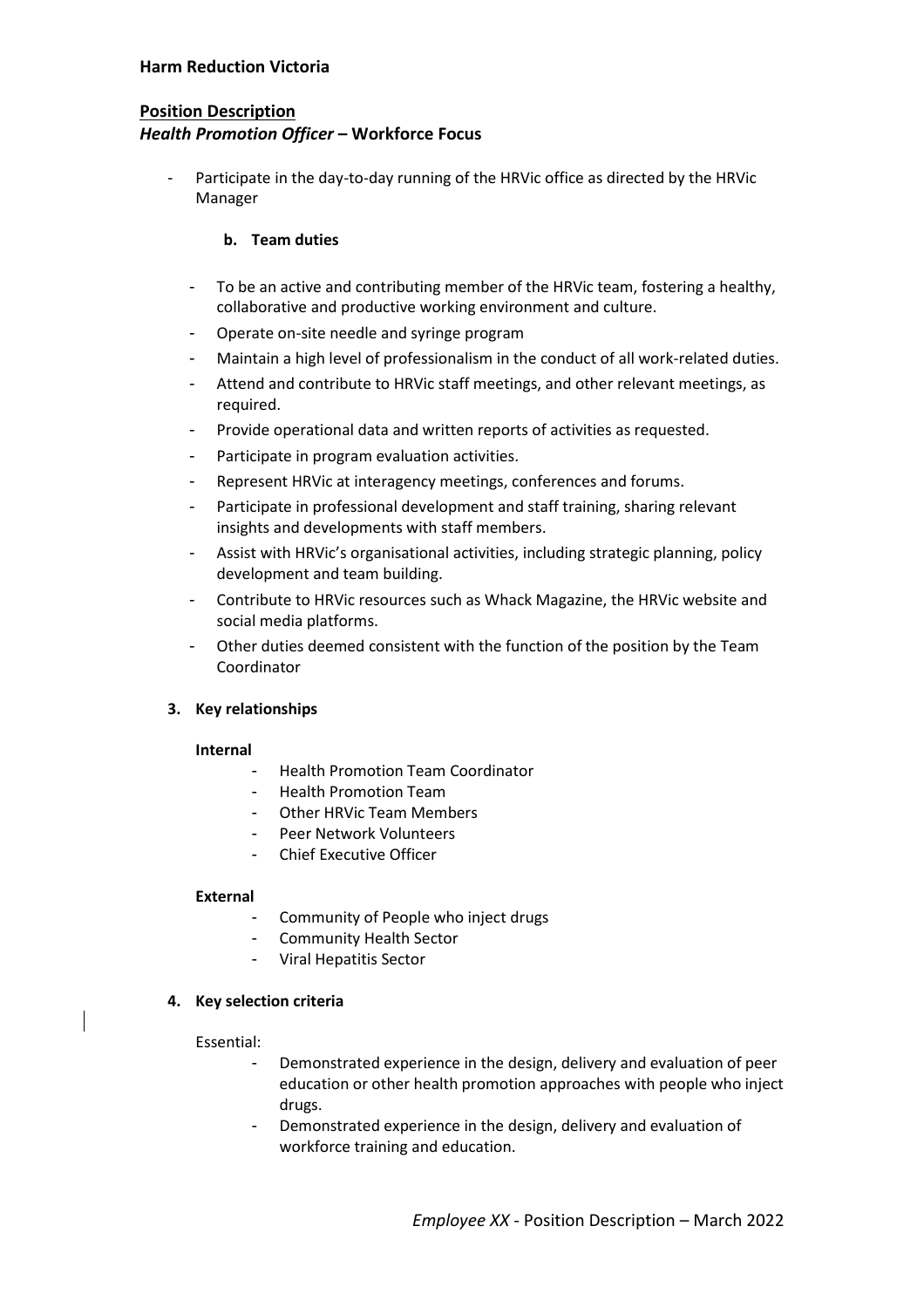- Participate in the day-to-day running of the HRVic office as directed by the HRVic Manager

#### b. Team duties

- To be an active and contributing member of the HRVic team, fostering a healthy, collaborative and productive working environment and culture.
- Operate on-site needle and syringe program
- Maintain a high level of professionalism in the conduct of all work-related duties.
- Attend and contribute to HRVic staff meetings, and other relevant meetings, as required.
- Provide operational data and written reports of activities as requested.
- Participate in program evaluation activities.
- Represent HRVic at interagency meetings, conferences and forums.
- Participate in professional development and staff training, sharing relevant insights and developments with staff members.
- Assist with HRVic's organisational activities, including strategic planning, policy development and team building.
- Contribute to HRVic resources such as Whack Magazine, the HRVic website and social media platforms.
- Other duties deemed consistent with the function of the position by the Team Coordinator

### 3. Key relationships

**Internal**

- Health Promotion Team Coordinator
- Health Promotion Team
- Other HRVic Team Members
- Peer Network Volunteers
- Chief Executive Officer

**External**

- Community of People who inject drugs
- Community Health Sector
- Viral Hepatitis Sector

### 4. Key selection criteria

Essential:

- Demonstrated experience in the design, delivery and evaluation of peer education or other health promotion approaches with people who inject drugs.
- Demonstrated experience in the design, delivery and evaluation of workforce training and education.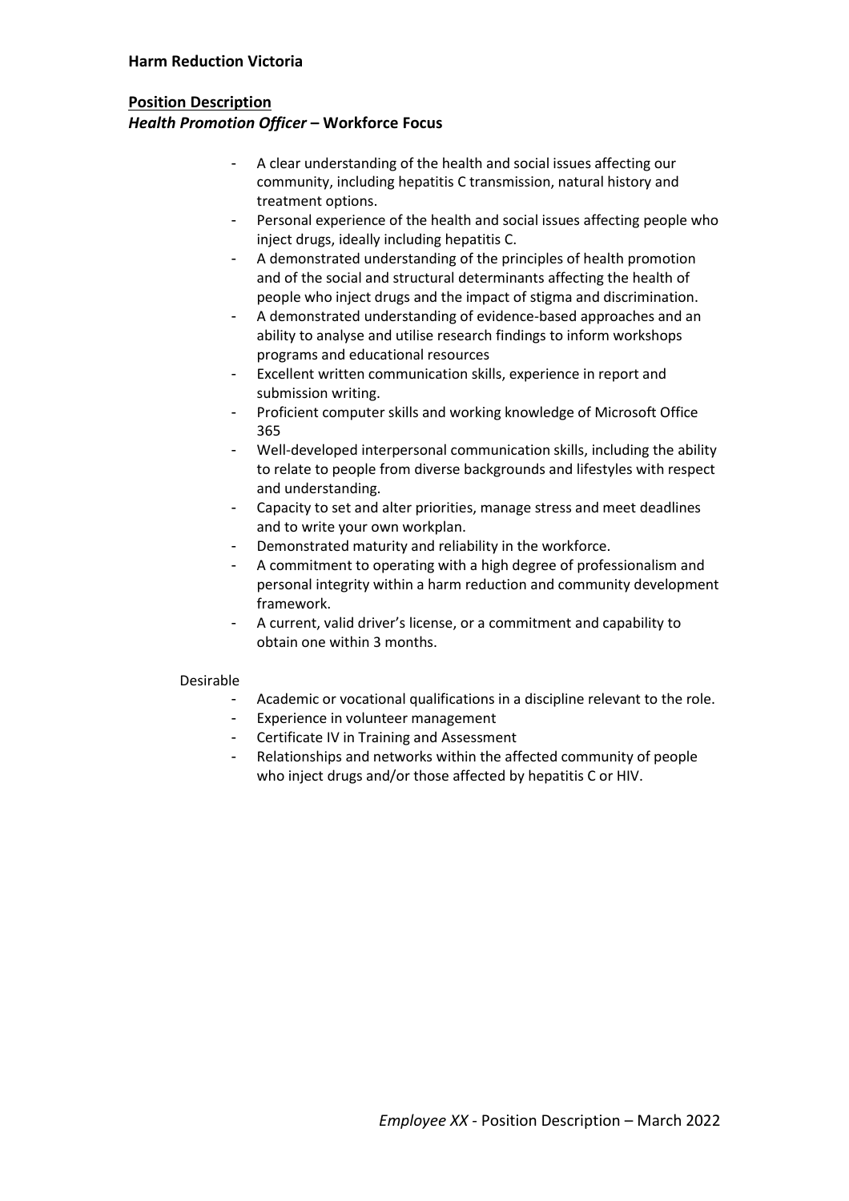- A clear understanding of the health and social issues affecting our community, including hepatitis C transmission, natural history and treatment options.
- Personal experience of the health and social issues affecting people who inject drugs, ideally including hepatitis C.
- A demonstrated understanding of the principles of health promotion and of the social and structural determinants affecting the health of people who inject drugs and the impact of stigma and discrimination.
- A demonstrated understanding of evidence-based approaches and an ability to analyse and utilise research findings to inform workshops programs and educational resources
- Excellent written communication skills, experience in report and submission writing.
- Proficient computer skills and working knowledge of Microsoft Office 365
- Well-developed interpersonal communication skills, including the ability to relate to people from diverse backgrounds and lifestyles with respect and understanding.
- Capacity to set and alter priorities, manage stress and meet deadlines and to write your own workplan.
- Demonstrated maturity and reliability in the workforce.
- A commitment to operating with a high degree of professionalism and personal integrity within a harm reduction and community development framework.
- A current, valid driver's license, or a commitment and capability to obtain one within 3 months.

Desirable

- Academic or vocational qualifications in a discipline relevant to the role.
- Experience in volunteer management
- Certificate IV in Training and Assessment
- Relationships and networks within the affected community of people who inject drugs and/or those affected by hepatitis C or HIV.